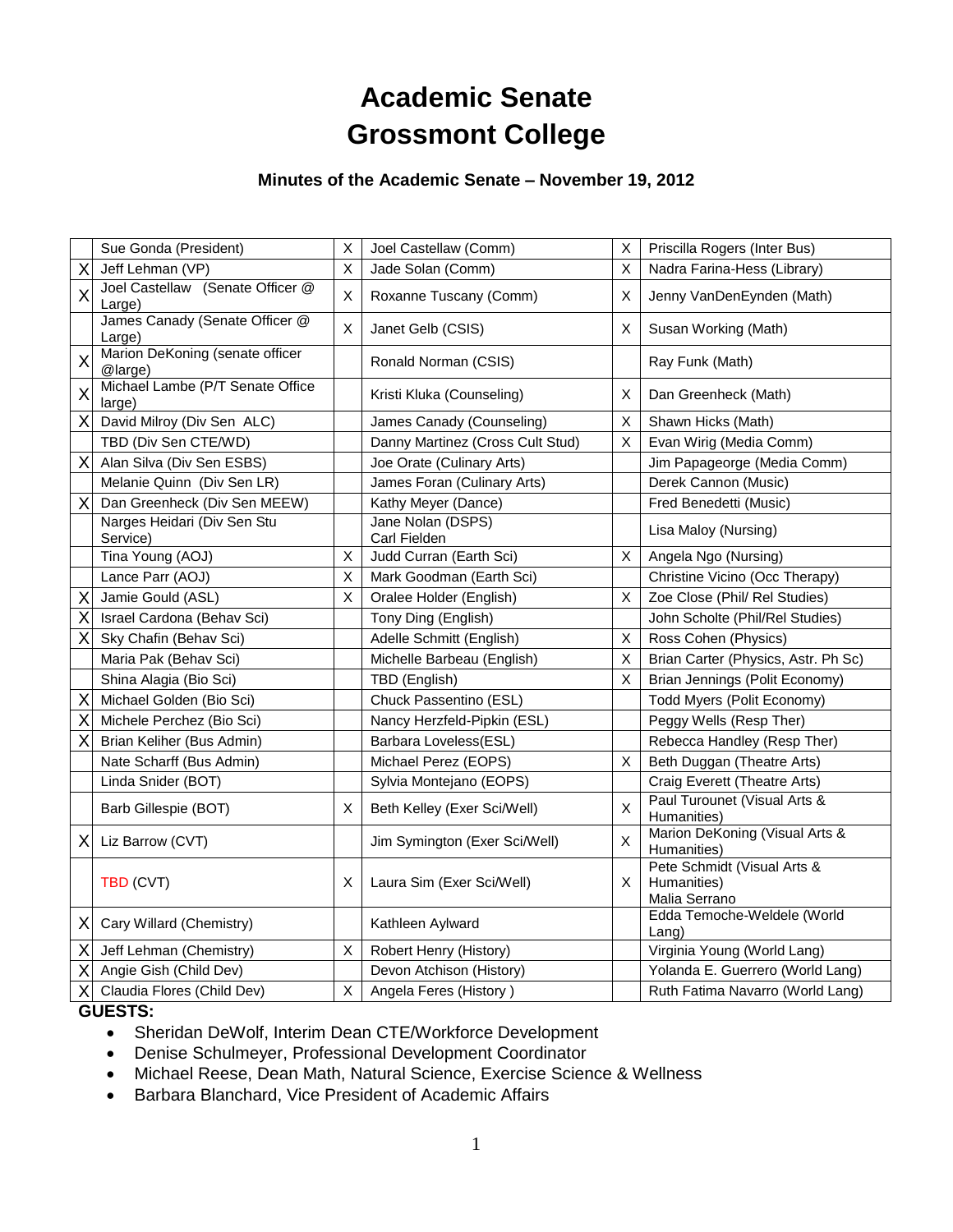# Academic Senate
# Grossmont College

### Minutes of the Academic Senate – November 19, 2012

| | | | | | |
|---|---|---|---|---|---|
| | Sue Gonda (President) | X | Joel Castellaw (Comm) | X | Priscilla Rogers (Inter Bus) |
| X | Jeff Lehman (VP) | X | Jade Solan (Comm) | X | Nadra Farina-Hess (Library) |
| X | Joel Castellaw (Senate Officer @ Large) | X | Roxanne Tuscany (Comm) | X | Jenny VanDenEynden (Math) |
| | James Canady (Senate Officer @ Large) | X | Janet Gelb (CSIS) | X | Susan Working (Math) |
| X | Marion DeKoning (senate officer @large) | | Ronald Norman (CSIS) | | Ray Funk (Math) |
| X | Michael Lambe (P/T Senate Office large) | | Kristi Kluka (Counseling) | X | Dan Greenheck (Math) |
| X | David Milroy (Div Sen ALC) | | James Canady (Counseling) | X | Shawn Hicks (Math) |
| | TBD (Div Sen CTE/WD) | | Danny Martinez (Cross Cult Stud) | X | Evan Wirig (Media Comm) |
| X | Alan Silva (Div Sen ESBS) | | Joe Orate (Culinary Arts) | | Jim Papageorge (Media Comm) |
| | Melanie Quinn (Div Sen LR) | | James Foran (Culinary Arts) | | Derek Cannon (Music) |
| X | Dan Greenheck (Div Sen MEEW) | | Kathy Meyer (Dance) | | Fred Benedetti (Music) |
| | Narges Heidari (Div Sen Stu Service) | | Jane Nolan (DSPS) Carl Fielden | | Lisa Maloy (Nursing) |
| | Tina Young (AOJ) | X | Judd Curran (Earth Sci) | X | Angela Ngo (Nursing) |
| | Lance Parr (AOJ) | X | Mark Goodman (Earth Sci) | | Christine Vicino (Occ Therapy) |
| X | Jamie Gould (ASL) | X | Oralee Holder (English) | X | Zoe Close (Phil/ Rel Studies) |
| X | Israel Cardona (Behav Sci) | | Tony Ding (English) | | John Scholte (Phil/Rel Studies) |
| X | Sky Chafin (Behav Sci) | | Adelle Schmitt (English) | X | Ross Cohen (Physics) |
| | Maria Pak (Behav Sci) | | Michelle Barbeau (English) | X | Brian Carter (Physics, Astr. Ph Sc) |
| | Shina Alagia (Bio Sci) | | TBD (English) | X | Brian Jennings (Polit Economy) |
| X | Michael Golden (Bio Sci) | | Chuck Passentino (ESL) | | Todd Myers (Polit Economy) |
| X | Michele Perchez (Bio Sci) | | Nancy Herzfeld-Pipkin (ESL) | | Peggy Wells (Resp Ther) |
| X | Brian Keliher (Bus Admin) | | Barbara Loveless(ESL) | | Rebecca Handley (Resp Ther) |
| | Nate Scharff (Bus Admin) | | Michael Perez (EOPS) | X | Beth Duggan (Theatre Arts) |
| | Linda Snider (BOT) | | Sylvia Montejano (EOPS) | | Craig Everett (Theatre Arts) |
| | Barb Gillespie (BOT) | X | Beth Kelley (Exer Sci/Well) | X | Paul Turounet (Visual Arts & Humanities) |
| X | Liz Barrow (CVT) | | Jim Symington (Exer Sci/Well) | X | Marion DeKoning (Visual Arts & Humanities) |
| | TBD (CVT) | X | Laura Sim (Exer Sci/Well) | X | Pete Schmidt (Visual Arts & Humanities) Malia Serrano |
| X | Cary Willard (Chemistry) | | Kathleen Aylward | | Edda Temoche-Weldele (World Lang) |
| X | Jeff Lehman (Chemistry) | X | Robert Henry (History) | | Virginia Young (World Lang) |
| X | Angie Gish (Child Dev) | | Devon Atchison (History) | | Yolanda E. Guerrero (World Lang) |
| X | Claudia Flores (Child Dev) | X | Angela Feres (History ) | | Ruth Fatima Navarro (World Lang) |

**GUESTS:**

- Sheridan DeWolf, Interim Dean CTE/Workforce Development
- Denise Schulmeyer, Professional Development Coordinator
- Michael Reese, Dean Math, Natural Science, Exercise Science & Wellness
- Barbara Blanchard, Vice President of Academic Affairs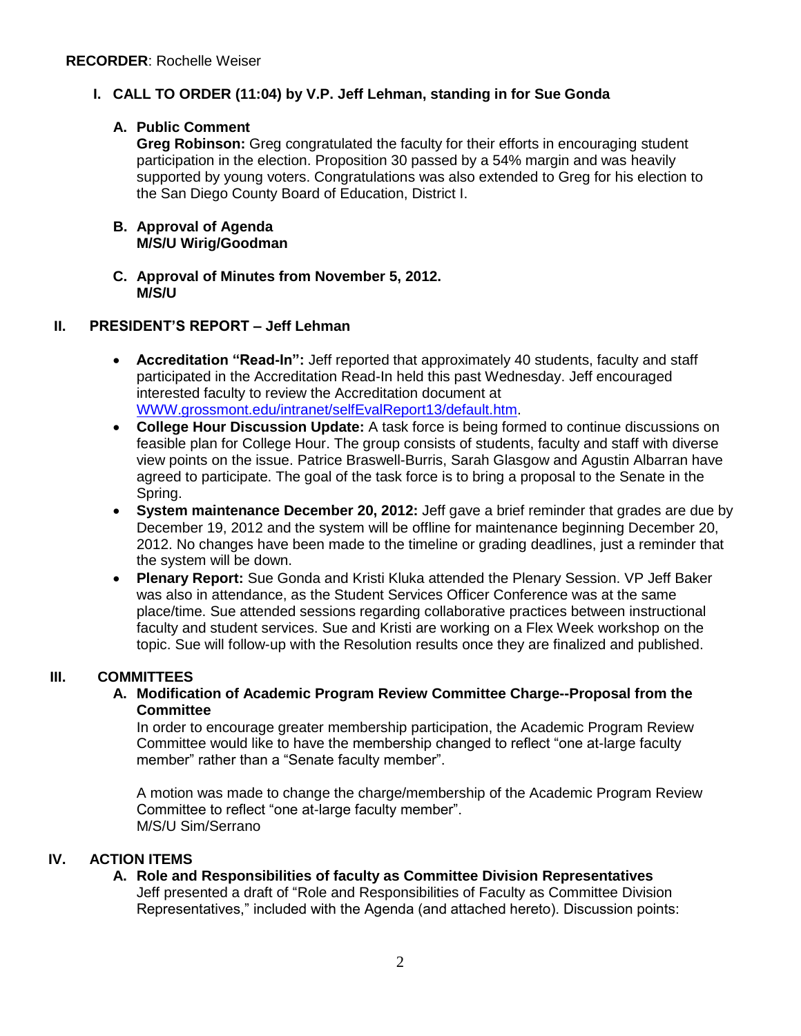**RECORDER**: Rochelle Weiser

## I. CALL TO ORDER (11:04) by V.P. Jeff Lehman, standing in for Sue Gonda

### A. Public Comment

**Greg Robinson:** Greg congratulated the faculty for their efforts in encouraging student participation in the election. Proposition 30 passed by a 54% margin and was heavily supported by young voters. Congratulations was also extended to Greg for his election to the San Diego County Board of Education, District I.

### B. Approval of Agenda

**M/S/U Wirig/Goodman**

### C. Approval of Minutes from November 5, 2012.

**M/S/U**

## II. PRESIDENT'S REPORT – Jeff Lehman

- **Accreditation "Read-In":** Jeff reported that approximately 40 students, faculty and staff participated in the Accreditation Read-In held this past Wednesday. Jeff encouraged interested faculty to review the Accreditation document at WWW.grossmont.edu/intranet/selfEvalReport13/default.htm.
- **College Hour Discussion Update:** A task force is being formed to continue discussions on feasible plan for College Hour. The group consists of students, faculty and staff with diverse view points on the issue. Patrice Braswell-Burris, Sarah Glasgow and Agustin Albarran have agreed to participate. The goal of the task force is to bring a proposal to the Senate in the Spring.
- **System maintenance December 20, 2012:** Jeff gave a brief reminder that grades are due by December 19, 2012 and the system will be offline for maintenance beginning December 20, 2012. No changes have been made to the timeline or grading deadlines, just a reminder that the system will be down.
- **Plenary Report:** Sue Gonda and Kristi Kluka attended the Plenary Session. VP Jeff Baker was also in attendance, as the Student Services Officer Conference was at the same place/time. Sue attended sessions regarding collaborative practices between instructional faculty and student services. Sue and Kristi are working on a Flex Week workshop on the topic. Sue will follow-up with the Resolution results once they are finalized and published.

## III. COMMITTEES

### A. Modification of Academic Program Review Committee Charge--Proposal from the Committee

In order to encourage greater membership participation, the Academic Program Review Committee would like to have the membership changed to reflect "one at-large faculty member" rather than a "Senate faculty member".

A motion was made to change the charge/membership of the Academic Program Review Committee to reflect "one at-large faculty member".
M/S/U Sim/Serrano

## IV. ACTION ITEMS

### A. Role and Responsibilities of faculty as Committee Division Representatives

Jeff presented a draft of "Role and Responsibilities of Faculty as Committee Division Representatives," included with the Agenda (and attached hereto). Discussion points: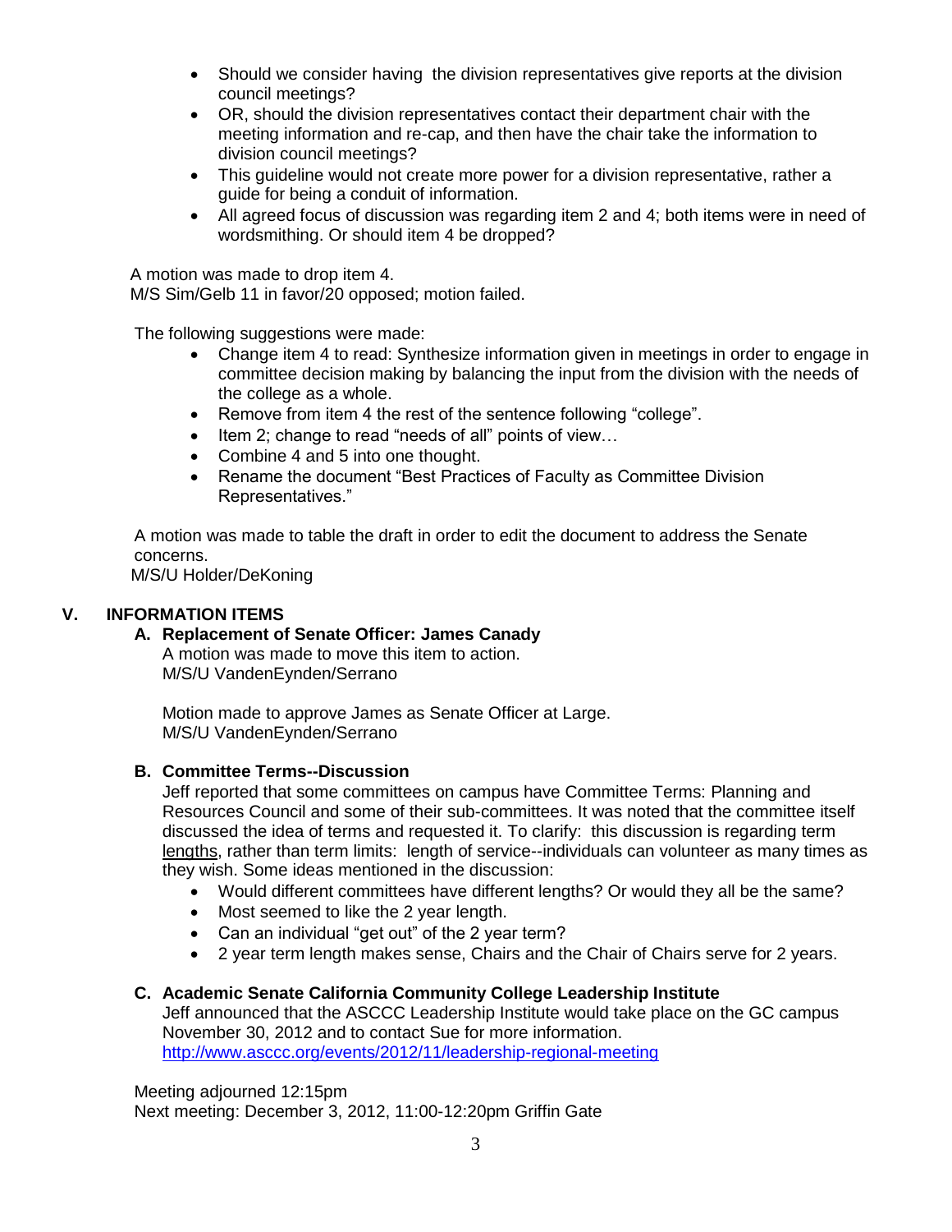- Should we consider having  the division representatives give reports at the division council meetings?
- OR, should the division representatives contact their department chair with the meeting information and re-cap, and then have the chair take the information to division council meetings?
- This guideline would not create more power for a division representative, rather a guide for being a conduit of information.
- All agreed focus of discussion was regarding item 2 and 4; both items were in need of wordsmithing. Or should item 4 be dropped?

A motion was made to drop item 4.
M/S Sim/Gelb 11 in favor/20 opposed; motion failed.

The following suggestions were made:

- Change item 4 to read: Synthesize information given in meetings in order to engage in committee decision making by balancing the input from the division with the needs of the college as a whole.
- Remove from item 4 the rest of the sentence following "college".
- Item 2; change to read "needs of all" points of view…
- Combine 4 and 5 into one thought.
- Rename the document "Best Practices of Faculty as Committee Division Representatives."

A motion was made to table the draft in order to edit the document to address the Senate concerns.
M/S/U Holder/DeKoning

## V. INFORMATION ITEMS

### A. Replacement of Senate Officer: James Canady

A motion was made to move this item to action.
M/S/U VandenEynden/Serrano

Motion made to approve James as Senate Officer at Large.
M/S/U VandenEynden/Serrano

### B. Committee Terms--Discussion

Jeff reported that some committees on campus have Committee Terms: Planning and Resources Council and some of their sub-committees. It was noted that the committee itself discussed the idea of terms and requested it. To clarify:  this discussion is regarding term lengths, rather than term limits:  length of service--individuals can volunteer as many times as they wish. Some ideas mentioned in the discussion:

- Would different committees have different lengths? Or would they all be the same?
- Most seemed to like the 2 year length.
- Can an individual "get out" of the 2 year term?
- 2 year term length makes sense, Chairs and the Chair of Chairs serve for 2 years.

### C. Academic Senate California Community College Leadership Institute

Jeff announced that the ASCCC Leadership Institute would take place on the GC campus November 30, 2012 and to contact Sue for more information.
http://www.asccc.org/events/2012/11/leadership-regional-meeting

Meeting adjourned 12:15pm
Next meeting: December 3, 2012, 11:00-12:20pm Griffin Gate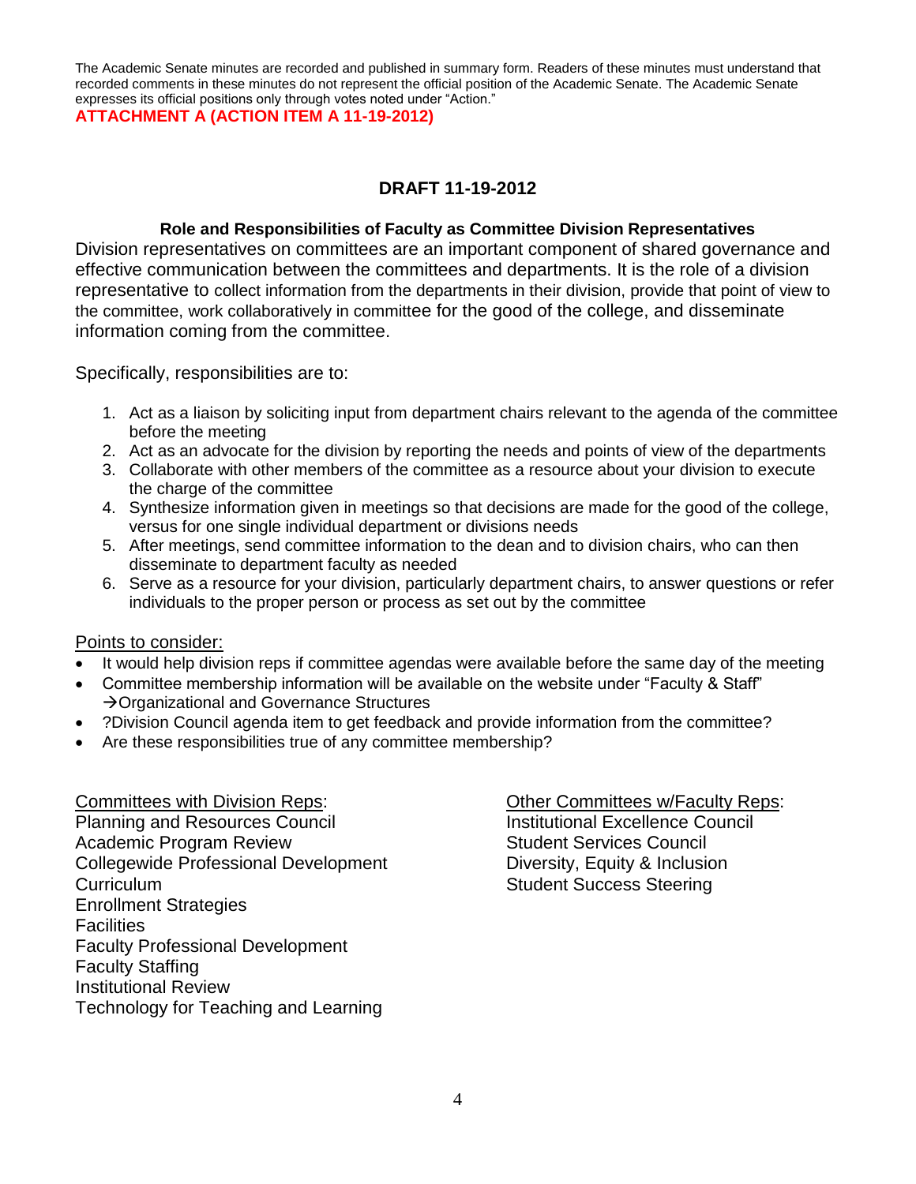The Academic Senate minutes are recorded and published in summary form. Readers of these minutes must understand that recorded comments in these minutes do not represent the official position of the Academic Senate. The Academic Senate expresses its official positions only through votes noted under "Action."

**ATTACHMENT A (ACTION ITEM A 11-19-2012)**

## DRAFT 11-19-2012

### Role and Responsibilities of Faculty as Committee Division Representatives

Division representatives on committees are an important component of shared governance and effective communication between the committees and departments. It is the role of a division representative to collect information from the departments in their division, provide that point of view to the committee, work collaboratively in committee for the good of the college, and disseminate information coming from the committee.

Specifically, responsibilities are to:

1. Act as a liaison by soliciting input from department chairs relevant to the agenda of the committee before the meeting
2. Act as an advocate for the division by reporting the needs and points of view of the departments
3. Collaborate with other members of the committee as a resource about your division to execute the charge of the committee
4. Synthesize information given in meetings so that decisions are made for the good of the college, versus for one single individual department or divisions needs
5. After meetings, send committee information to the dean and to division chairs, who can then disseminate to department faculty as needed
6. Serve as a resource for your division, particularly department chairs, to answer questions or refer individuals to the proper person or process as set out by the committee

Points to consider:

- It would help division reps if committee agendas were available before the same day of the meeting
- Committee membership information will be available on the website under "Faculty & Staff" →Organizational and Governance Structures
- ?Division Council agenda item to get feedback and provide information from the committee?
- Are these responsibilities true of any committee membership?

Committees with Division Reps:

Planning and Resources Council
Academic Program Review
Collegewide Professional Development
Curriculum
Enrollment Strategies
Facilities
Faculty Professional Development
Faculty Staffing
Institutional Review
Technology for Teaching and Learning

Other Committees w/Faculty Reps:

Institutional Excellence Council
Student Services Council
Diversity, Equity & Inclusion
Student Success Steering